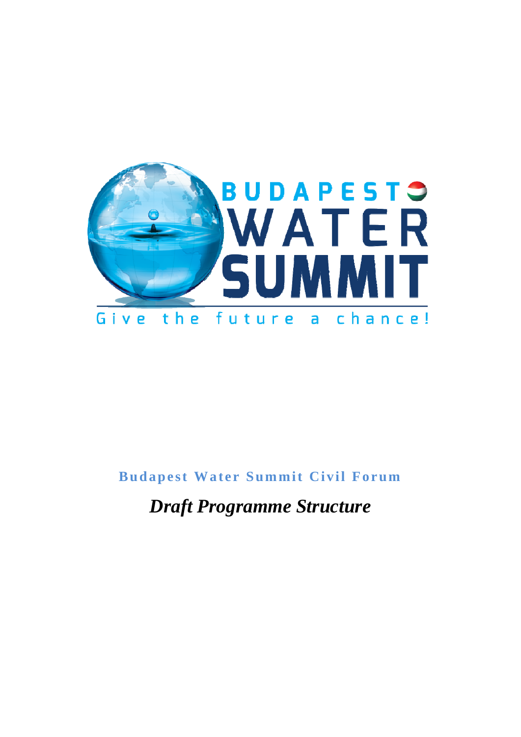BUDAPEST WATER SUMMIT

Give the future a chance!

**Budapest Water Summit Civil Forum**

# *Draft Programme Structure*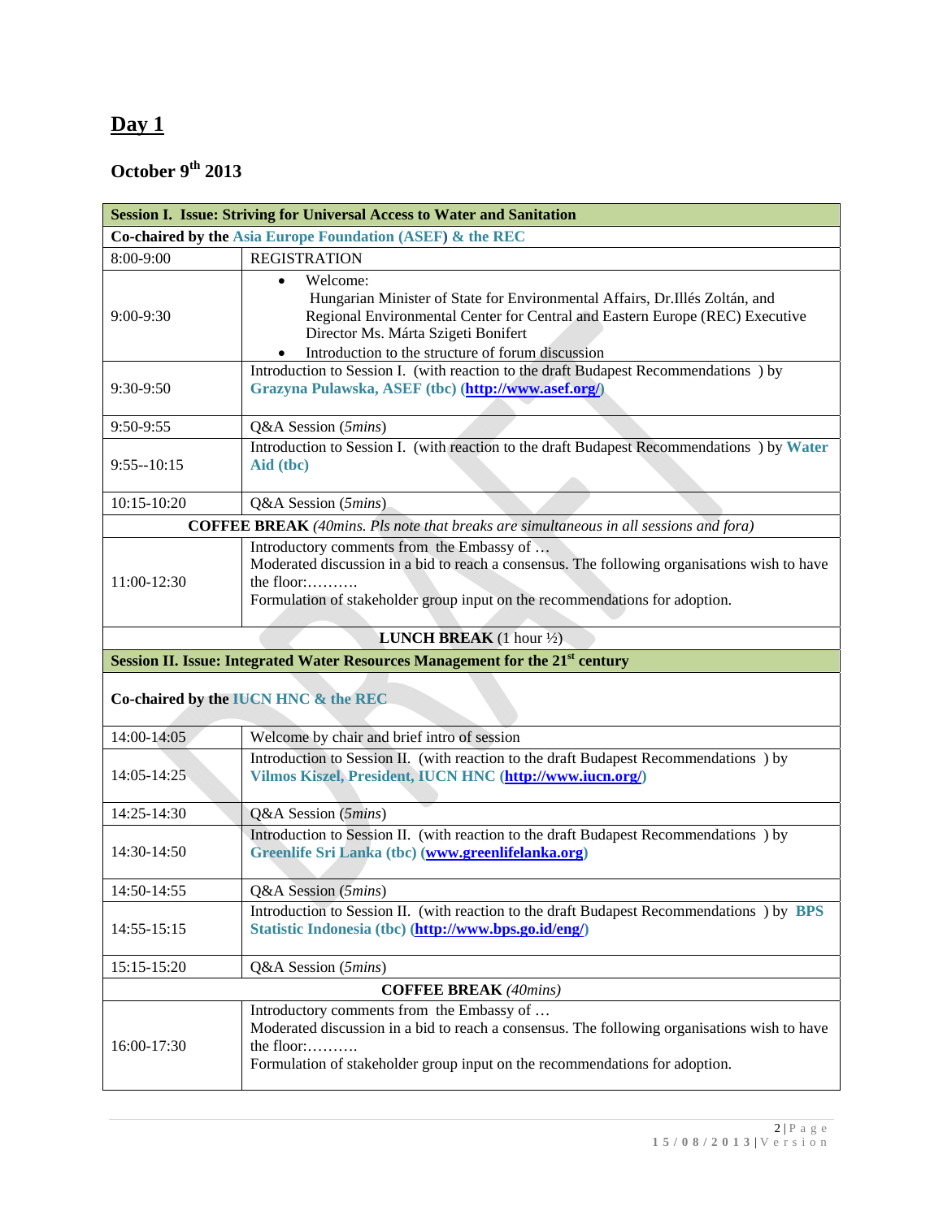# Day 1

## October 9th 2013

| Session I. Issue: Striving for Universal Access to Water and Sanitation | |
|---|---|
| **Co-chaired by the Asia Europe Foundation (ASEF) & the REC** | |
| 8:00-9:00 | REGISTRATION |
| 9:00-9:30 | • Welcome: Hungarian Minister of State for Environmental Affairs, Dr.Illés Zoltán, and Regional Environmental Center for Central and Eastern Europe (REC) Executive Director Ms. Márta Szigeti Bonifert<br>• Introduction to the structure of forum discussion |
| 9:30-9:50 | Introduction to Session I. (with reaction to the draft Budapest Recommendations ) by **Grazyna Pulawska, ASEF (tbc) (http://www.asef.org/)** |
| 9:50-9:55 | Q&A Session (*5mins*) |
| 9:55--10:15 | Introduction to Session I. (with reaction to the draft Budapest Recommendations ) by **Water Aid (tbc)** |
| 10:15-10:20 | Q&A Session (*5mins*) |
| **COFFEE BREAK** *(40mins. Pls note that breaks are simultaneous in all sessions and fora)* | |
| 11:00-12:30 | Introductory comments from the Embassy of …<br>Moderated discussion in a bid to reach a consensus. The following organisations wish to have the floor:……….<br>Formulation of stakeholder group input on the recommendations for adoption. |
| **LUNCH BREAK** (1 hour ½) | |
| **Session II. Issue: Integrated Water Resources Management for the 21st century** | |
| **Co-chaired by the IUCN HNC & the REC** | |
| 14:00-14:05 | Welcome by chair and brief intro of session |
| 14:05-14:25 | Introduction to Session II. (with reaction to the draft Budapest Recommendations ) by **Vilmos Kiszel, President, IUCN HNC (http://www.iucn.org/)** |
| 14:25-14:30 | Q&A Session (*5mins*) |
| 14:30-14:50 | Introduction to Session II. (with reaction to the draft Budapest Recommendations ) by **Greenlife Sri Lanka (tbc) (www.greenlifelanka.org)** |
| 14:50-14:55 | Q&A Session (*5mins*) |
| 14:55-15:15 | Introduction to Session II. (with reaction to the draft Budapest Recommendations ) by **BPS Statistic Indonesia (tbc) (http://www.bps.go.id/eng/)** |
| 15:15-15:20 | Q&A Session (*5mins*) |
| **COFFEE BREAK** *(40mins)* | |
| 16:00-17:30 | Introductory comments from the Embassy of …<br>Moderated discussion in a bid to reach a consensus. The following organisations wish to have the floor:……….<br>Formulation of stakeholder group input on the recommendations for adoption. |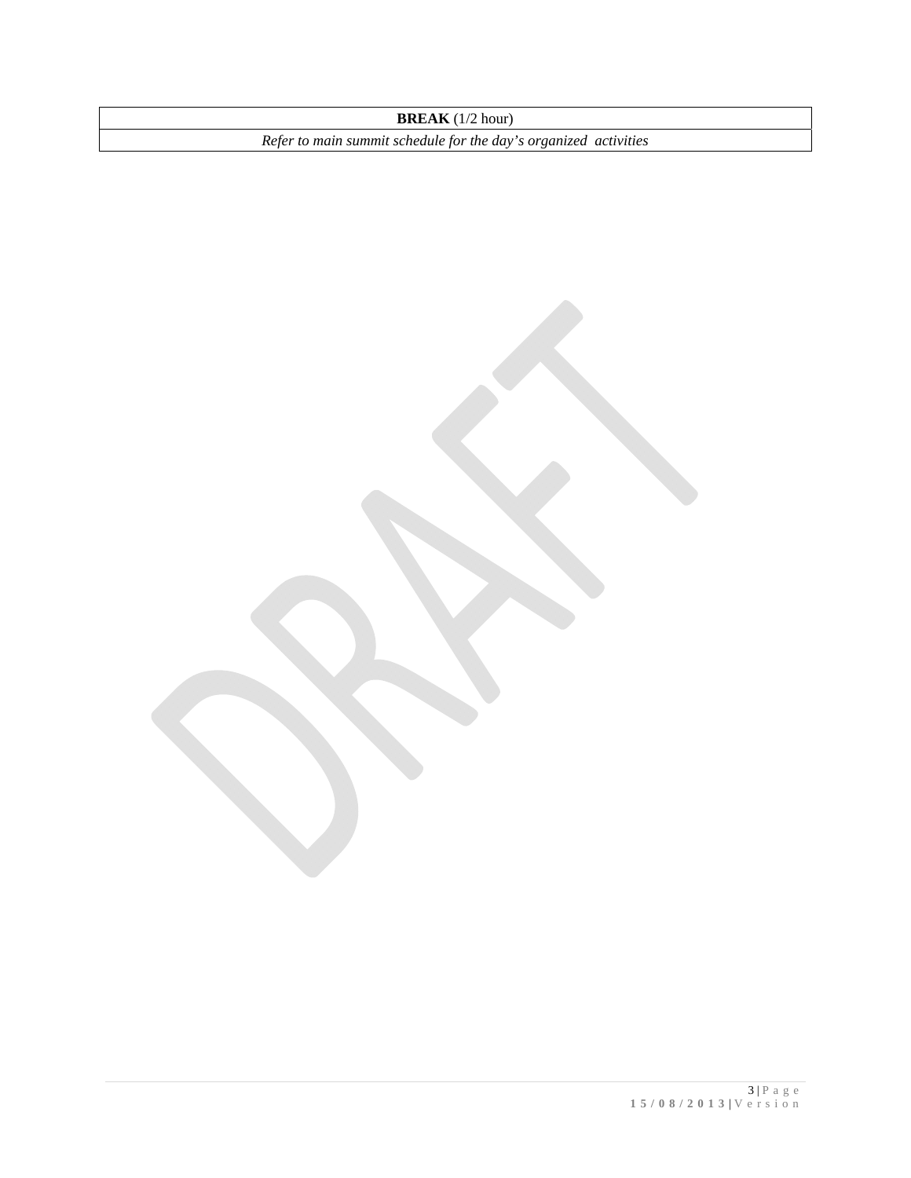| **BREAK** (1/2 hour) |
|---|
| *Refer to main summit schedule for the day's organized activities* |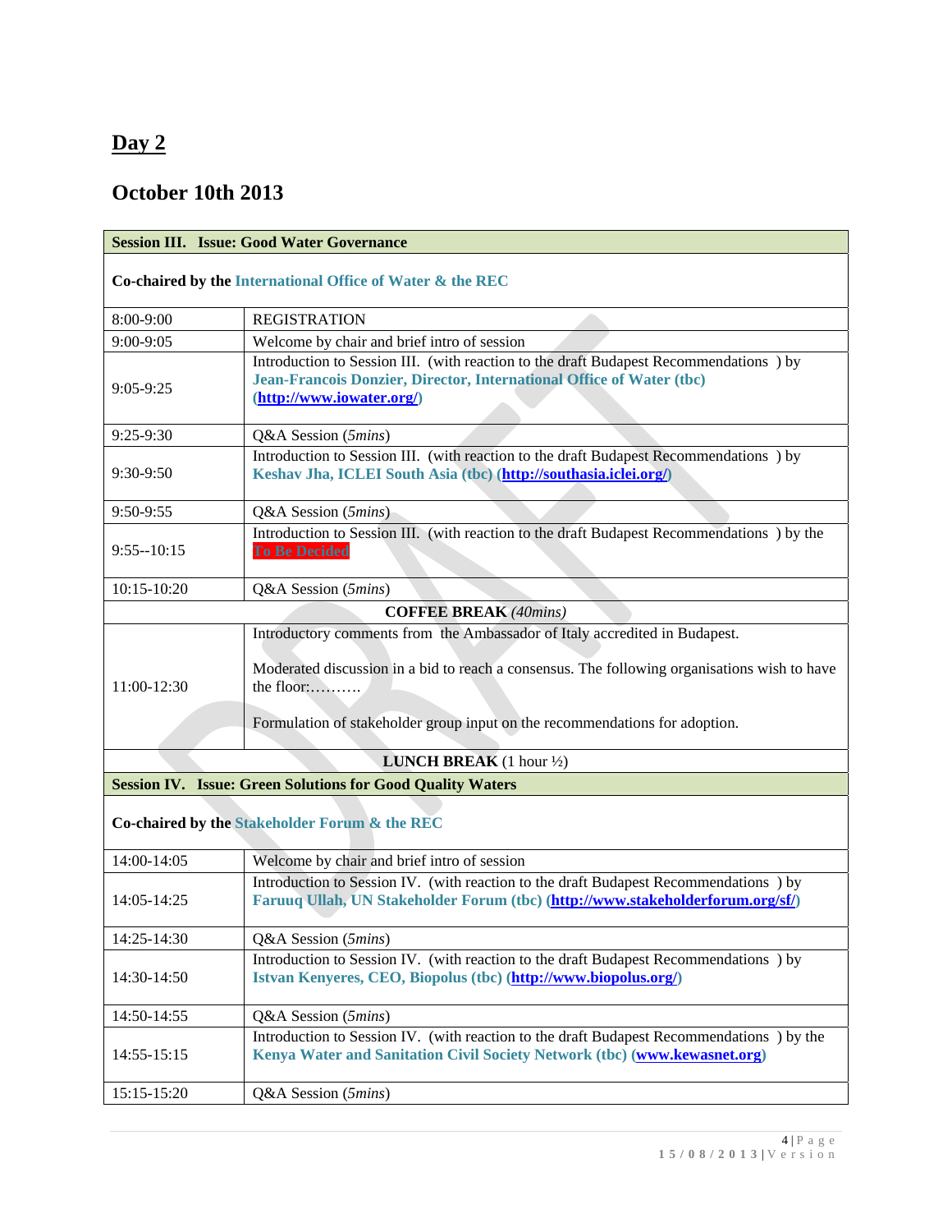## Day 2

## October 10th 2013

| **Session III. Issue: Good Water Governance** | |
|---|---|
| **Co-chaired by the International Office of Water & the REC** | |
| 8:00-9:00 | REGISTRATION |
| 9:00-9:05 | Welcome by chair and brief intro of session |
| 9:05-9:25 | Introduction to Session III. (with reaction to the draft Budapest Recommendations ) by **Jean-Francois Donzier, Director, International Office of Water (tbc) (http://www.iowater.org/)** |
| 9:25-9:30 | Q&A Session (*5mins*) |
| 9:30-9:50 | Introduction to Session III. (with reaction to the draft Budapest Recommendations ) by **Keshav Jha, ICLEI South Asia (tbc) (http://southasia.iclei.org/)** |
| 9:50-9:55 | Q&A Session (*5mins*) |
| 9:55--10:15 | Introduction to Session III. (with reaction to the draft Budapest Recommendations ) by the **To Be Decided** |
| 10:15-10:20 | Q&A Session (*5mins*) |
| **COFFEE BREAK** *(40mins)* | |
| 11:00-12:30 | Introductory comments from the Ambassador of Italy accredited in Budapest.<br><br>Moderated discussion in a bid to reach a consensus. The following organisations wish to have the floor:……….<br><br>Formulation of stakeholder group input on the recommendations for adoption. |
| **LUNCH BREAK** (1 hour ½) | |
| **Session IV. Issue: Green Solutions for Good Quality Waters** | |
| **Co-chaired by the Stakeholder Forum & the REC** | |
| 14:00-14:05 | Welcome by chair and brief intro of session |
| 14:05-14:25 | Introduction to Session IV. (with reaction to the draft Budapest Recommendations ) by **Faruuq Ullah, UN Stakeholder Forum (tbc) (http://www.stakeholderforum.org/sf/)** |
| 14:25-14:30 | Q&A Session (*5mins*) |
| 14:30-14:50 | Introduction to Session IV. (with reaction to the draft Budapest Recommendations ) by **Istvan Kenyeres, CEO, Biopolus (tbc) (http://www.biopolus.org/)** |
| 14:50-14:55 | Q&A Session (*5mins*) |
| 14:55-15:15 | Introduction to Session IV. (with reaction to the draft Budapest Recommendations ) by the **Kenya Water and Sanitation Civil Society Network (tbc) (www.kewasnet.org)** |
| 15:15-15:20 | Q&A Session (*5mins*) |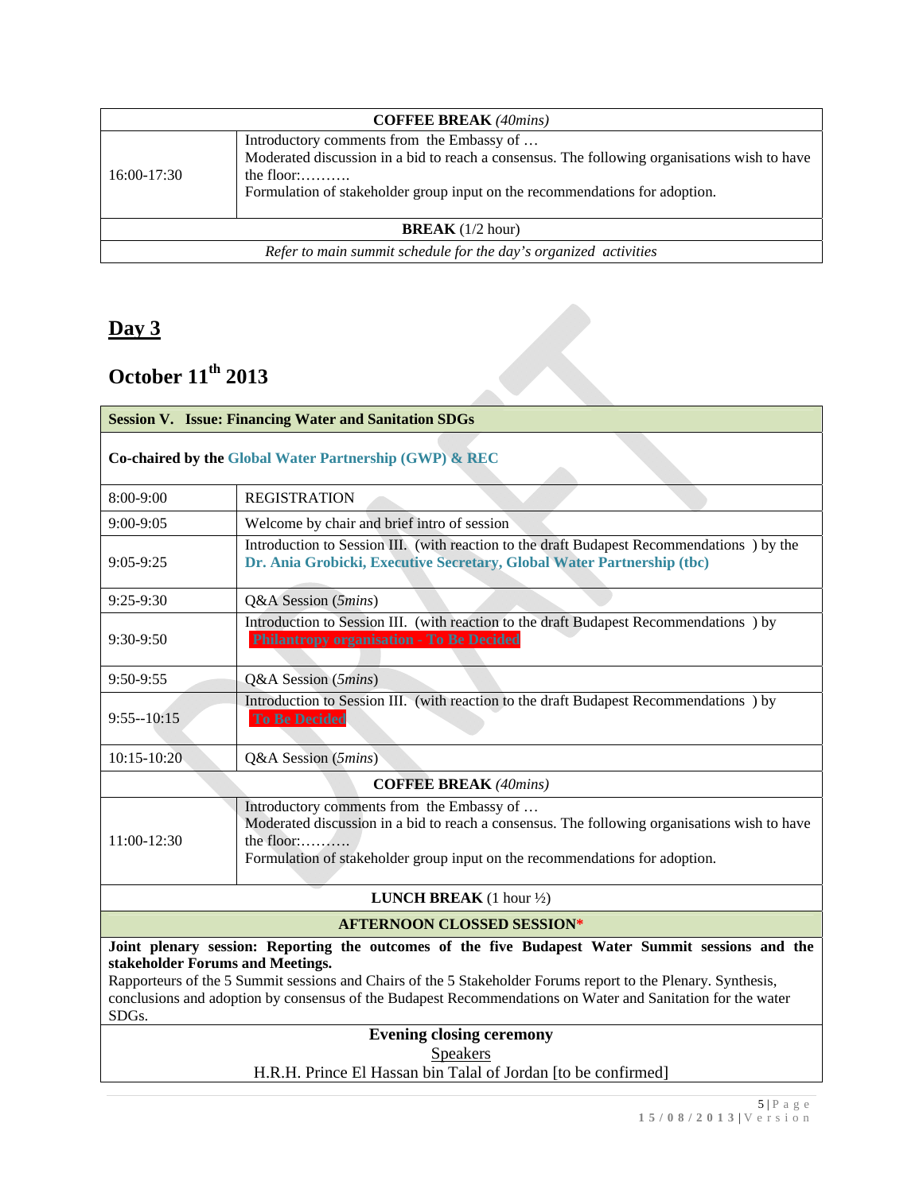| **COFFEE BREAK** *(40mins)* | |
|---|---|
| 16:00-17:30 | Introductory comments from the Embassy of … Moderated discussion in a bid to reach a consensus. The following organisations wish to have the floor:………. Formulation of stakeholder group input on the recommendations for adoption. |
| **BREAK** (1/2 hour) | |
| *Refer to main summit schedule for the day's organized activities* | |

## Day 3

## October 11th 2013

| **Session V. Issue: Financing Water and Sanitation SDGs** | |
|---|---|
| **Co-chaired by the Global Water Partnership (GWP) & REC** | |
| 8:00-9:00 | REGISTRATION |
| 9:00-9:05 | Welcome by chair and brief intro of session |
| 9:05-9:25 | Introduction to Session III. (with reaction to the draft Budapest Recommendations ) by the **Dr. Ania Grobicki, Executive Secretary, Global Water Partnership (tbc)** |
| 9:25-9:30 | Q&A Session (*5mins*) |
| 9:30-9:50 | Introduction to Session III. (with reaction to the draft Budapest Recommendations ) by **Philantropy organisation - To Be Decided** |
| 9:50-9:55 | Q&A Session (*5mins*) |
| 9:55--10:15 | Introduction to Session III. (with reaction to the draft Budapest Recommendations ) by **To Be Decided** |
| 10:15-10:20 | Q&A Session (*5mins*) |
| **COFFEE BREAK** *(40mins)* | |
| 11:00-12:30 | Introductory comments from the Embassy of … Moderated discussion in a bid to reach a consensus. The following organisations wish to have the floor:………. Formulation of stakeholder group input on the recommendations for adoption. |
| **LUNCH BREAK** (1 hour ½) | |
| **AFTERNOON CLOSSED SESSION*** | |
| **Joint plenary session: Reporting the outcomes of the five Budapest Water Summit sessions and the stakeholder Forums and Meetings.** Rapporteurs of the 5 Summit sessions and Chairs of the 5 Stakeholder Forums report to the Plenary. Synthesis, conclusions and adoption by consensus of the Budapest Recommendations on Water and Sanitation for the water SDGs. | |
| **Evening closing ceremony** Speakers H.R.H. Prince El Hassan bin Talal of Jordan [to be confirmed] | |

15/08/2013 | Version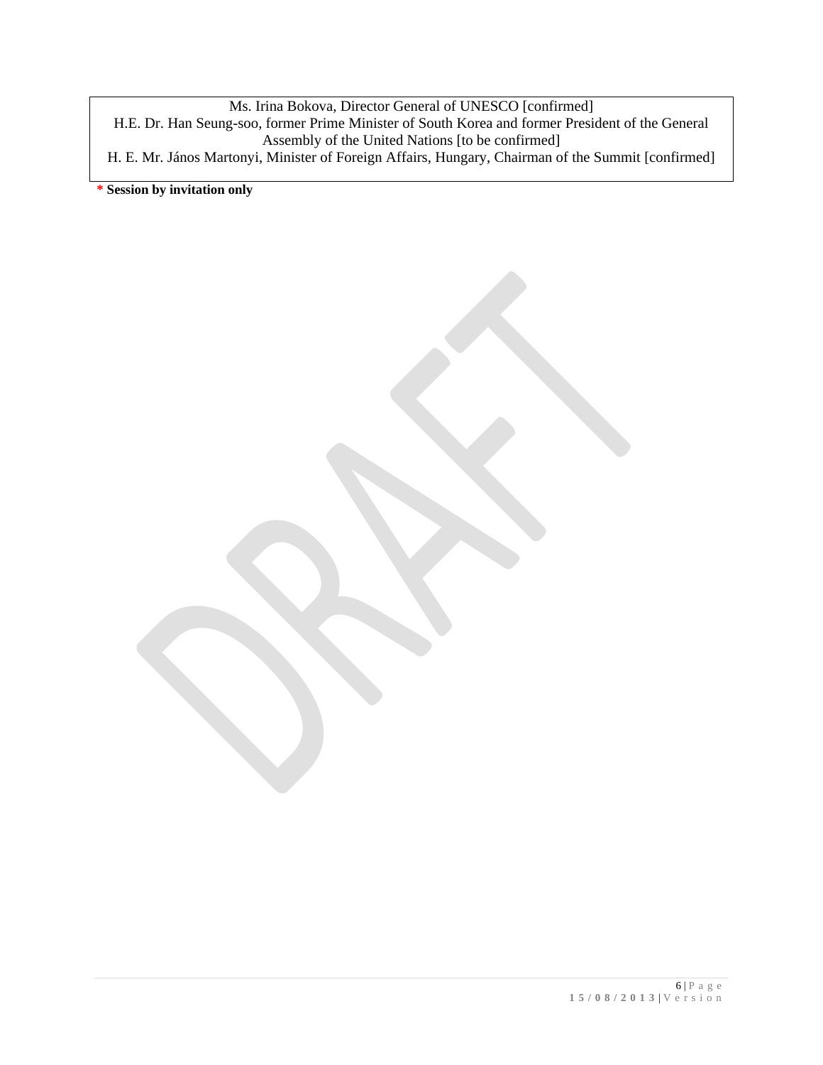Ms. Irina Bokova, Director General of UNESCO [confirmed]
H.E. Dr. Han Seung-soo, former Prime Minister of South Korea and former President of the General Assembly of the United Nations [to be confirmed]
H. E. Mr. János Martonyi, Minister of Foreign Affairs, Hungary, Chairman of the Summit [confirmed]

**\* Session by invitation only**